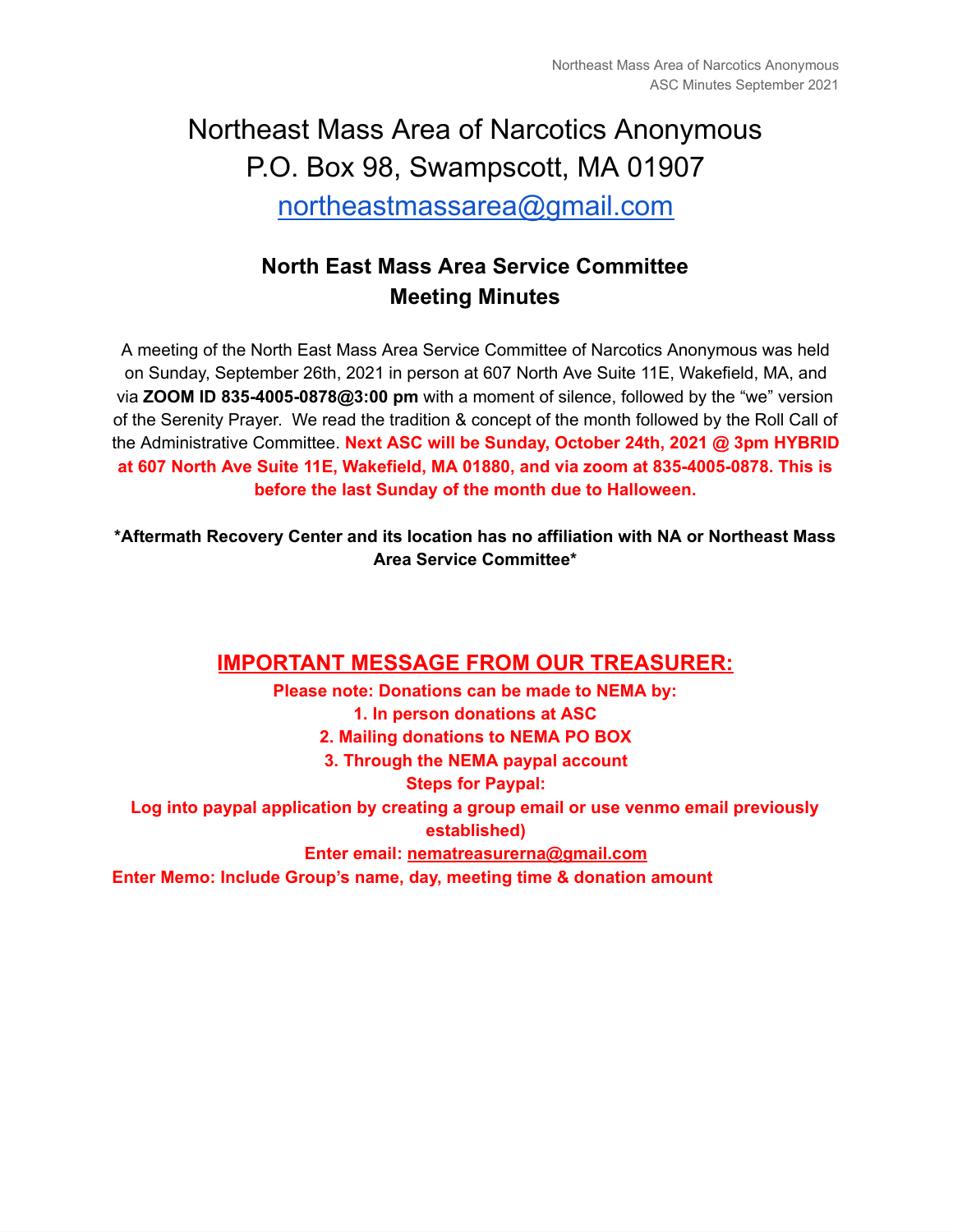# Northeast Mass Area of Narcotics Anonymous
# P.O. Box 98, Swampscott, MA 01907
# northeastmassarea@gmail.com

## North East Mass Area Service Committee
## Meeting Minutes

A meeting of the North East Mass Area Service Committee of Narcotics Anonymous was held on Sunday, September 26th, 2021 in person at 607 North Ave Suite 11E, Wakefield, MA, and via **ZOOM ID 835-4005-0878@3:00 pm** with a moment of silence, followed by the "we" version of the Serenity Prayer. We read the tradition & concept of the month followed by the Roll Call of the Administrative Committee. **Next ASC will be Sunday, October 24th, 2021 @ 3pm HYBRID at 607 North Ave Suite 11E, Wakefield, MA 01880, and via zoom at 835-4005-0878. This is before the last Sunday of the month due to Halloween.**

**\*Aftermath Recovery Center and its location has no affiliation with NA or Northeast Mass Area Service Committee\***

## IMPORTANT MESSAGE FROM OUR TREASURER:

**Please note: Donations can be made to NEMA by:**

**1. In person donations at ASC**

**2. Mailing donations to NEMA PO BOX**

**3. Through the NEMA paypal account**

**Steps for Paypal:**

**Log into paypal application by creating a group email or use venmo email previously established)**

**Enter email: nematreasurerna@gmail.com**

**Enter Memo: Include Group's name, day, meeting time & donation amount**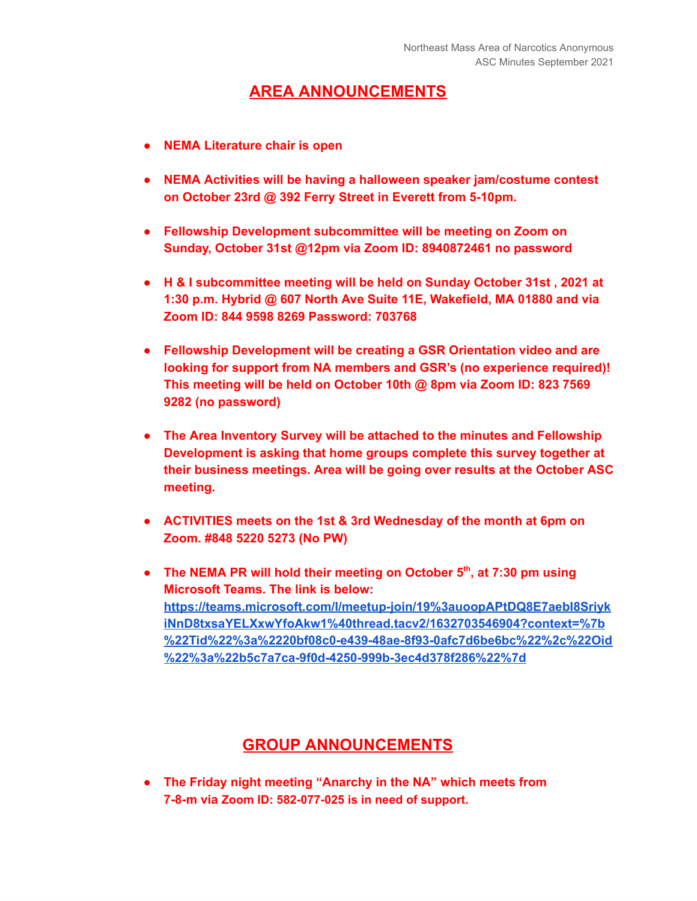## AREA ANNOUNCEMENTS

- **NEMA Literature chair is open**

- **NEMA Activities will be having a halloween speaker jam/costume contest on October 23rd @ 392 Ferry Street in Everett from 5-10pm.**

- **Fellowship Development subcommittee will be meeting on Zoom on Sunday, October 31st @12pm via Zoom ID: 8940872461 no password**

- **H & I subcommittee meeting will be held on Sunday October 31st , 2021 at 1:30 p.m. Hybrid @ 607 North Ave Suite 11E, Wakefield, MA 01880 and via Zoom ID: 844 9598 8269 Password: 703768**

- **Fellowship Development will be creating a GSR Orientation video and are looking for support from NA members and GSR's (no experience required)! This meeting will be held on October 10th @ 8pm via Zoom ID: 823 7569 9282 (no password)**

- **The Area Inventory Survey will be attached to the minutes and Fellowship Development is asking that home groups complete this survey together at their business meetings. Area will be going over results at the October ASC meeting.**

- **ACTIVITIES meets on the 1st & 3rd Wednesday of the month at 6pm on Zoom. #848 5220 5273 (No PW)**

- **The NEMA PR will hold their meeting on October 5th, at 7:30 pm using Microsoft Teams. The link is below: [https://teams.microsoft.com/l/meetup-join/19%3auoopAPtDQ8E7aebl8SriykiNnD8txsaYELXxwYfoAkw1%40thread.tacv2/1632703546904?context=%7b%22Tid%22%3a%2220bf08c0-e439-48ae-8f93-0afc7d6be6bc%22%2c%22Oid%22%3a%22b5c7a7ca-9f0d-4250-999b-3ec4d378f286%22%7d](https://teams.microsoft.com/l/meetup-join/19%3auoopAPtDQ8E7aebl8SriykiNnD8txsaYELXxwYfoAkw1%40thread.tacv2/1632703546904?context=%7b%22Tid%22%3a%2220bf08c0-e439-48ae-8f93-0afc7d6be6bc%22%2c%22Oid%22%3a%22b5c7a7ca-9f0d-4250-999b-3ec4d378f286%22%7d)**

## GROUP ANNOUNCEMENTS

- **The Friday night meeting "Anarchy in the NA" which meets from 7-8-m via Zoom ID: 582-077-025 is in need of support.**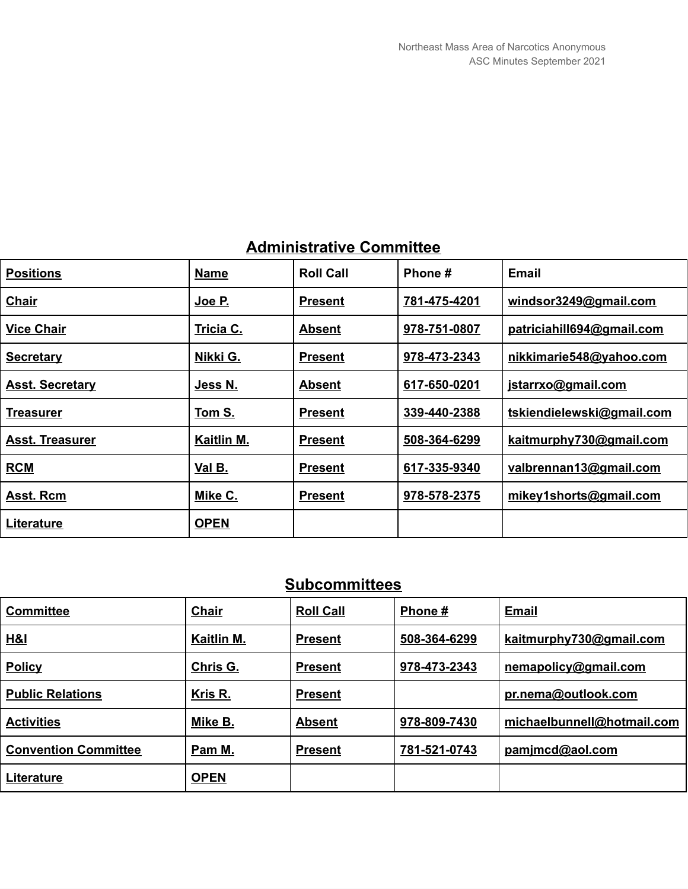## Administrative Committee

| Positions | Name | Roll Call | Phone # | Email |
|---|---|---|---|---|
| Chair | Joe P. | Present | 781-475-4201 | windsor3249@gmail.com |
| Vice Chair | Tricia C. | Absent | 978-751-0807 | patriciahill694@gmail.com |
| Secretary | Nikki G. | Present | 978-473-2343 | nikkimarie548@yahoo.com |
| Asst. Secretary | Jess N. | Absent | 617-650-0201 | jstarrxo@gmail.com |
| Treasurer | Tom S. | Present | 339-440-2388 | tskiendielewski@gmail.com |
| Asst. Treasurer | Kaitlin M. | Present | 508-364-6299 | kaitmurphy730@gmail.com |
| RCM | Val B. | Present | 617-335-9340 | valbrennan13@gmail.com |
| Asst. Rcm | Mike C. | Present | 978-578-2375 | mikey1shorts@gmail.com |
| Literature | OPEN | | | |

## Subcommittees

| Committee | Chair | Roll Call | Phone # | Email |
|---|---|---|---|---|
| H&I | Kaitlin M. | Present | 508-364-6299 | kaitmurphy730@gmail.com |
| Policy | Chris G. | Present | 978-473-2343 | nemapolicy@gmail.com |
| Public Relations | Kris R. | Present | | pr.nema@outlook.com |
| Activities | Mike B. | Absent | 978-809-7430 | michaelbunnell@hotmail.com |
| Convention Committee | Pam M. | Present | 781-521-0743 | pamjmcd@aol.com |
| Literature | OPEN | | | |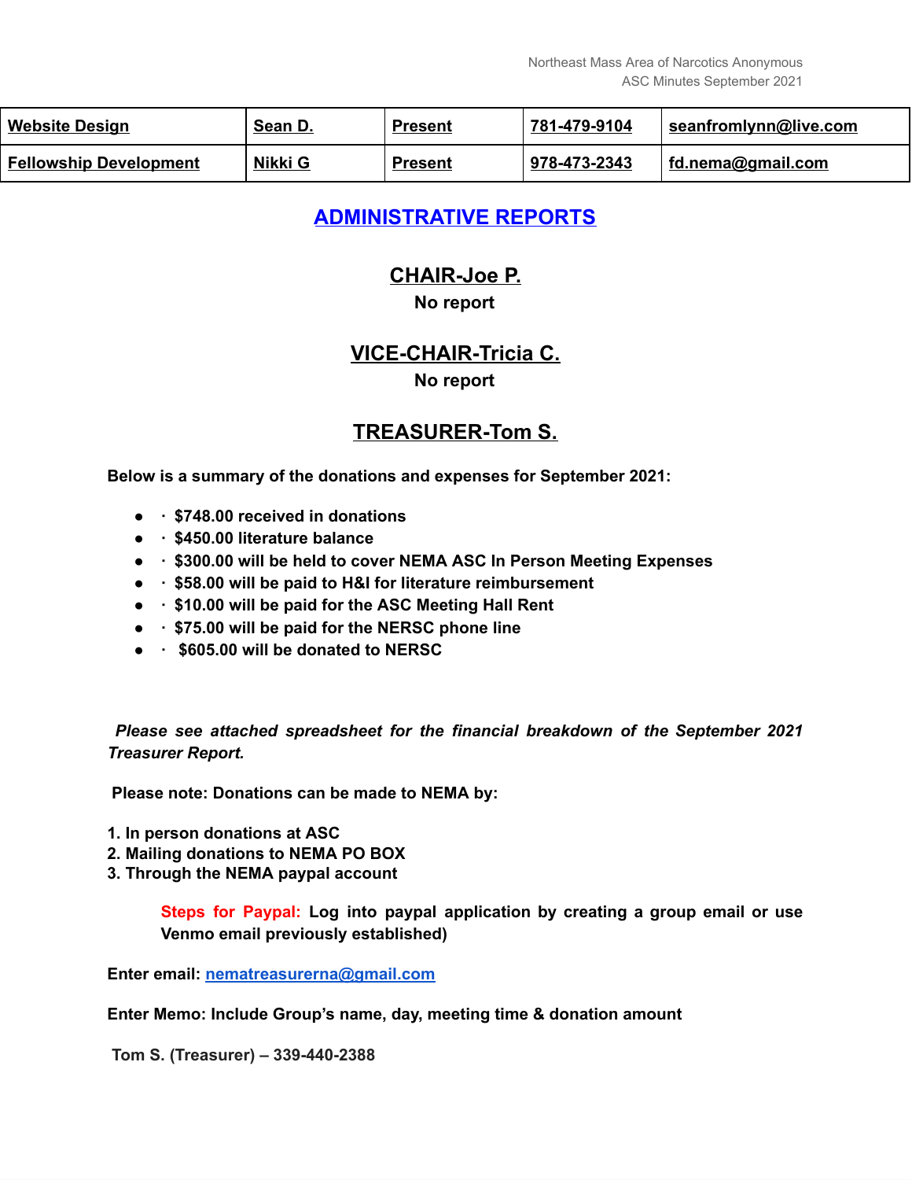| Website Design | Sean D. | Present | 781-479-9104 | seanfromlynn@live.com |
|---|---|---|---|---|
| Fellowship Development | Nikki G | Present | 978-473-2343 | fd.nema@gmail.com |

# ADMINISTRATIVE REPORTS

## CHAIR-Joe P.

**No report**

## VICE-CHAIR-Tricia C.

**No report**

## TREASURER-Tom S.

**Below is a summary of the donations and expenses for September 2021:**

- · $748.00 received in donations
- · $450.00 literature balance
- · $300.00 will be held to cover NEMA ASC In Person Meeting Expenses
- · $58.00 will be paid to H&I for literature reimbursement
- · $10.00 will be paid for the ASC Meeting Hall Rent
- · $75.00 will be paid for the NERSC phone line
- · $605.00 will be donated to NERSC

***Please see attached spreadsheet for the financial breakdown of the September 2021 Treasurer Report.***

**Please note: Donations can be made to NEMA by:**

1. In person donations at ASC
2. Mailing donations to NEMA PO BOX
3. Through the NEMA paypal account

**Steps for Paypal: Log into paypal application by creating a group email or use Venmo email previously established)**

**Enter email: nematreasurerna@gmail.com**

**Enter Memo: Include Group's name, day, meeting time & donation amount**

**Tom S. (Treasurer) – 339-440-2388**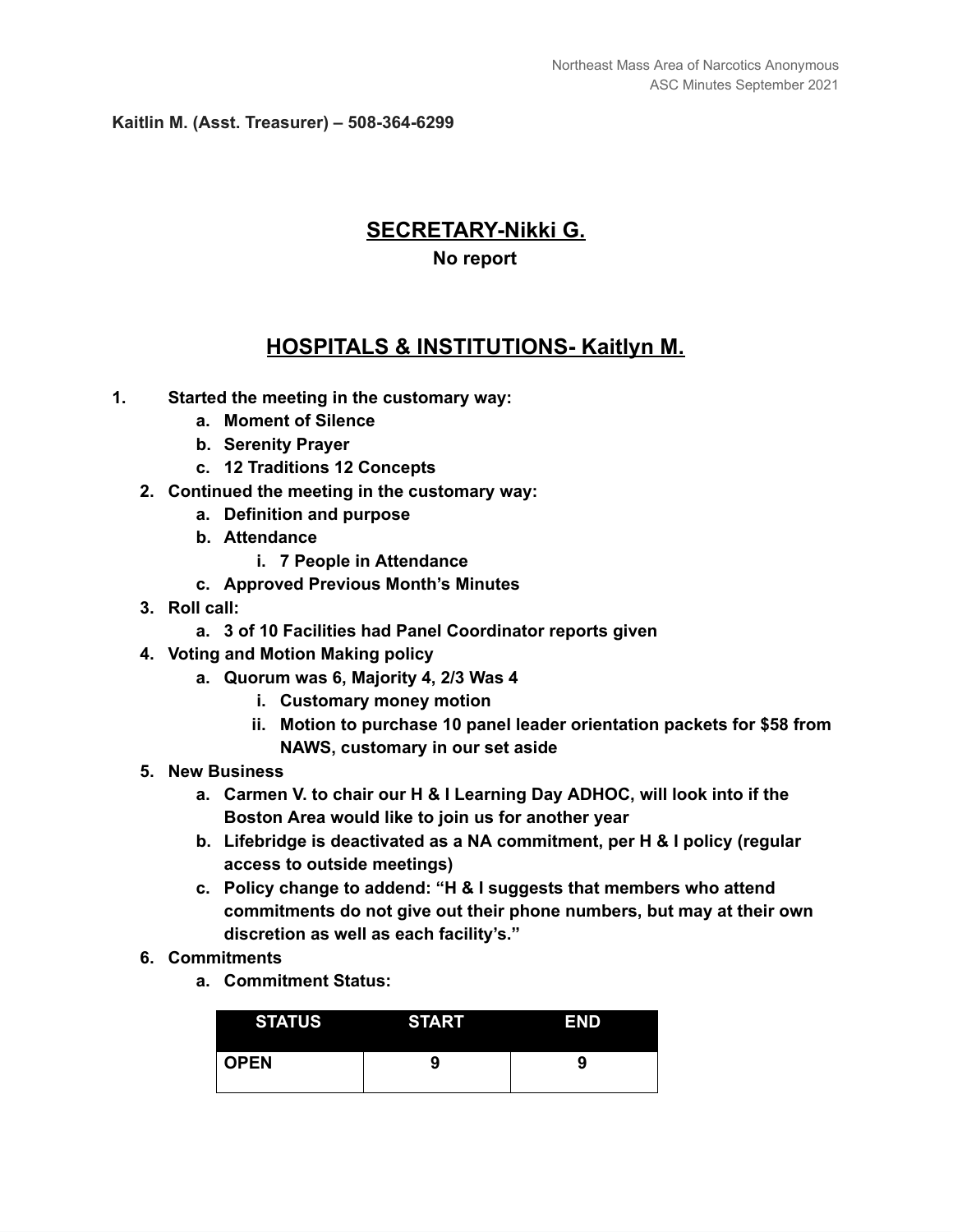**Kaitlin M. (Asst. Treasurer) – 508-364-6299**

## SECRETARY-Nikki G.

**No report**

## HOSPITALS & INSTITUTIONS- Kaitlyn M.

1. **Started the meeting in the customary way:**
    a. **Moment of Silence**
    b. **Serenity Prayer**
    c. **12 Traditions 12 Concepts**
2. **Continued the meeting in the customary way:**
    a. **Definition and purpose**
    b. **Attendance**
        i. **7 People in Attendance**
    c. **Approved Previous Month's Minutes**
3. **Roll call:**
    a. **3 of 10 Facilities had Panel Coordinator reports given**
4. **Voting and Motion Making policy**
    a. **Quorum was 6, Majority 4, 2/3 Was 4**
        i. **Customary money motion**
        ii. **Motion to purchase 10 panel leader orientation packets for $58 from NAWS, customary in our set aside**
5. **New Business**
    a. **Carmen V. to chair our H & I Learning Day ADHOC, will look into if the Boston Area would like to join us for another year**
    b. **Lifebridge is deactivated as a NA commitment, per H & I policy (regular access to outside meetings)**
    c. **Policy change to addend: "H & I suggests that members who attend commitments do not give out their phone numbers, but may at their own discretion as well as each facility's."**
6. **Commitments**
    a. **Commitment Status:**

| STATUS | START | END |
|---|---|---|
| OPEN | 9 | 9 |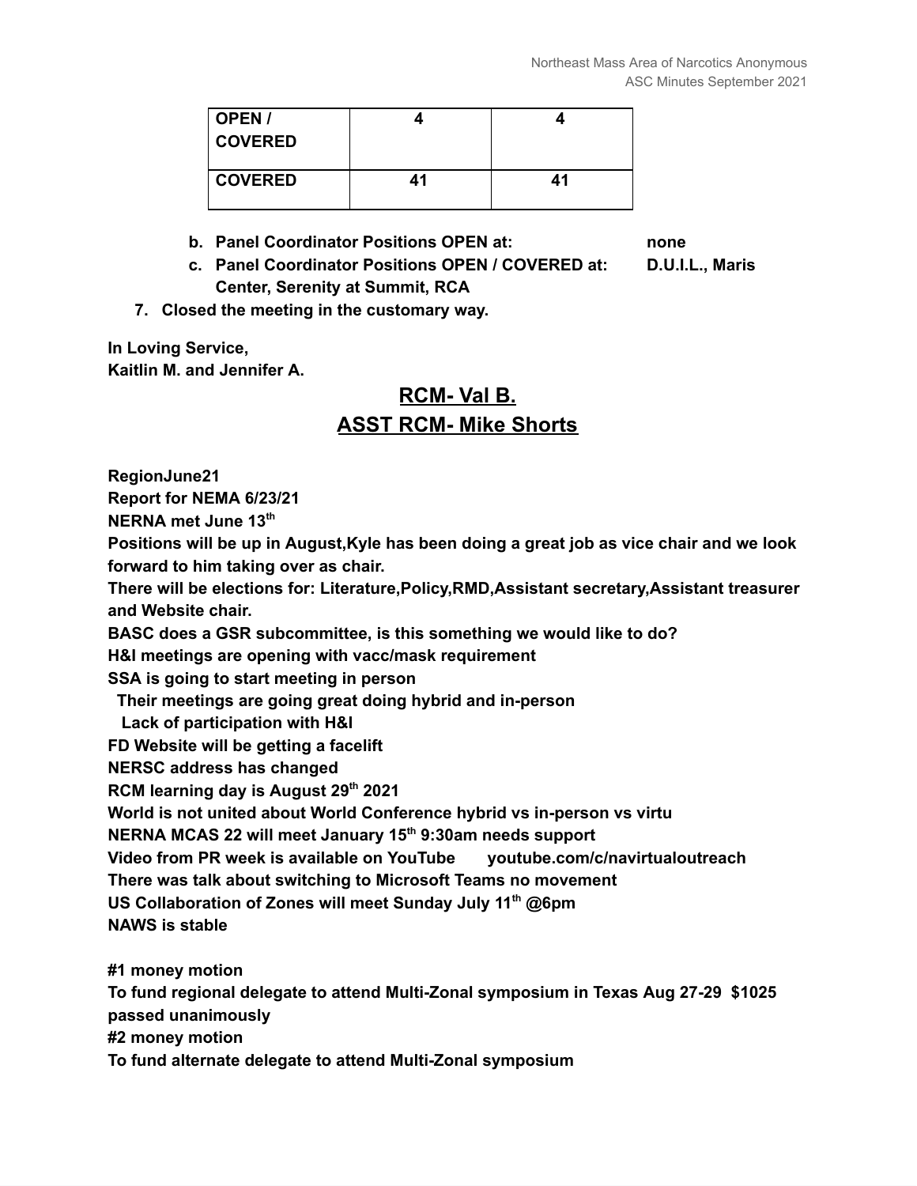| OPEN / COVERED | 4 | 4 |
|---|---|---|
| COVERED | 41 | 41 |

b. **Panel Coordinator Positions OPEN at:** **none**
c. **Panel Coordinator Positions OPEN / COVERED at:** **D.U.I.L., Maris Center, Serenity at Summit, RCA**

7. **Closed the meeting in the customary way.**

**In Loving Service,**
**Kaitlin M. and Jennifer A.**

## RCM- Val B.
## ASST RCM- Mike Shorts

**RegionJune21**
**Report for NEMA 6/23/21**
**NERNA met June 13th**
**Positions will be up in August,Kyle has been doing a great job as vice chair and we look forward to him taking over as chair.**
**There will be elections for: Literature,Policy,RMD,Assistant secretary,Assistant treasurer and Website chair.**
**BASC does a GSR subcommittee, is this something we would like to do?**
**H&I meetings are opening with vacc/mask requirement**
**SSA is going to start meeting in person**
**Their meetings are going great doing hybrid and in-person**
**Lack of participation with H&I**
**FD Website will be getting a facelift**
**NERSC address has changed**
**RCM learning day is August 29th 2021**
**World is not united about World Conference hybrid vs in-person vs virtu**
**NERNA MCAS 22 will meet January 15th 9:30am needs support**
**Video from PR week is available on YouTube youtube.com/c/navirtualoutreach**
**There was talk about switching to Microsoft Teams no movement**
**US Collaboration of Zones will meet Sunday July 11th @6pm**
**NAWS is stable**

**#1 money motion**
**To fund regional delegate to attend Multi-Zonal symposium in Texas Aug 27-29 $1025 passed unanimously**
**#2 money motion**
**To fund alternate delegate to attend Multi-Zonal symposium**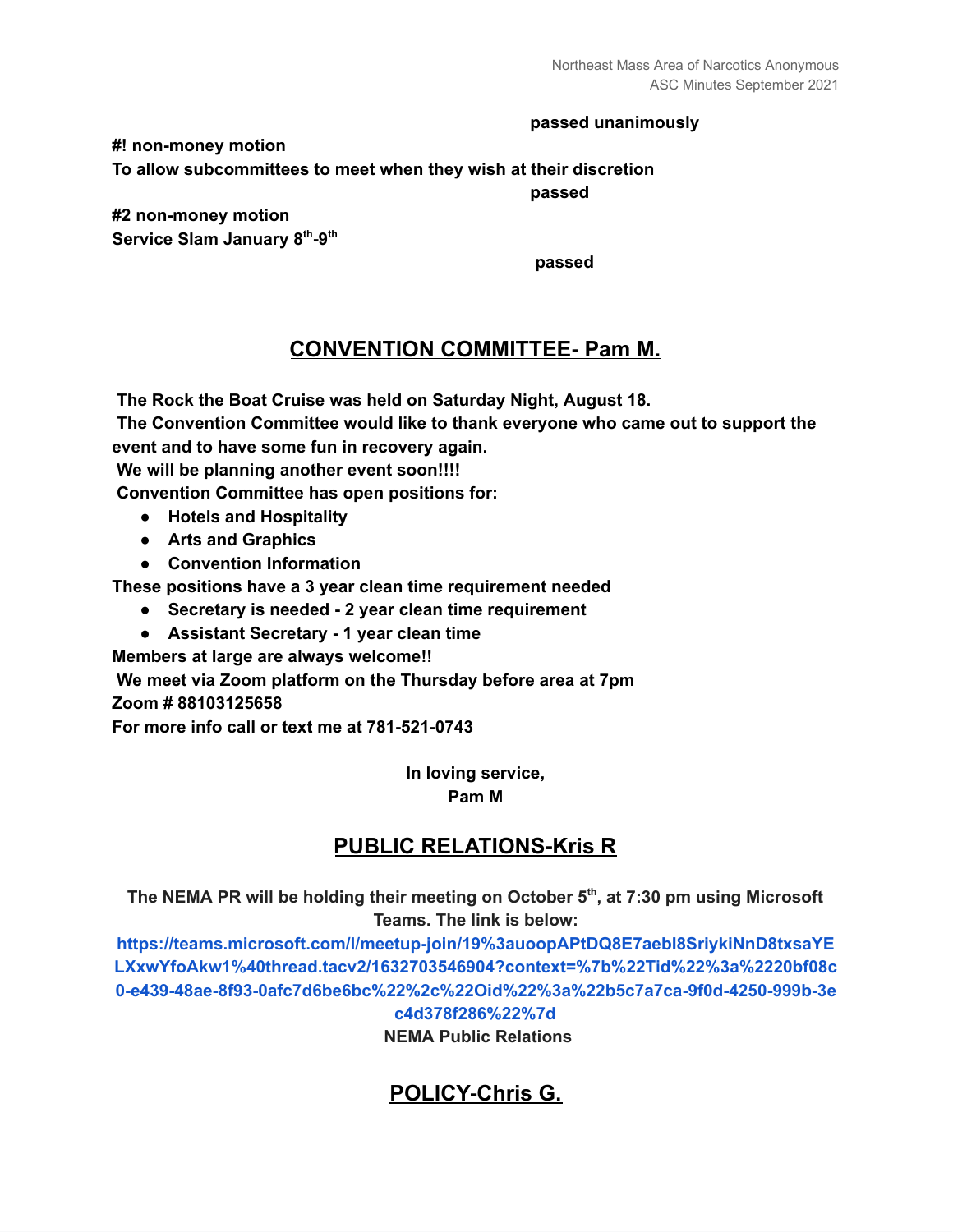**passed unanimously**

**#! non-money motion**
**To allow subcommittees to meet when they wish at their discretion**

**passed**

**#2 non-money motion**
**Service Slam January 8th-9th**

**passed**

## CONVENTION COMMITTEE- Pam M.

**The Rock the Boat Cruise was held on Saturday Night, August 18.**
**The Convention Committee would like to thank everyone who came out to support the event and to have some fun in recovery again.**
**We will be planning another event soon!!!!**
**Convention Committee has open positions for:**

- **Hotels and Hospitality**
- **Arts and Graphics**
- **Convention Information**

**These positions have a 3 year clean time requirement needed**

- **Secretary is needed - 2 year clean time requirement**
- **Assistant Secretary - 1 year clean time**

**Members at large are always welcome!!**
**We meet via Zoom platform on the Thursday before area at 7pm**
**Zoom # 88103125658**
**For more info call or text me at 781-521-0743**

**In loving service,**
**Pam M**

## PUBLIC RELATIONS-Kris R

**The NEMA PR will be holding their meeting on October 5th, at 7:30 pm using Microsoft Teams. The link is below:**
**https://teams.microsoft.com/l/meetup-join/19%3auoopAPtDQ8E7aebl8SriykiNnD8txsaYELXxwYfoAkw1%40thread.tacv2/1632703546904?context=%7b%22Tid%22%3a%2220bf08c0-e439-48ae-8f93-0afc7d6be6bc%22%2c%22Oid%22%3a%22b5c7a7ca-9f0d-4250-999b-3ec4d378f286%22%7d**
**NEMA Public Relations**

## POLICY-Chris G.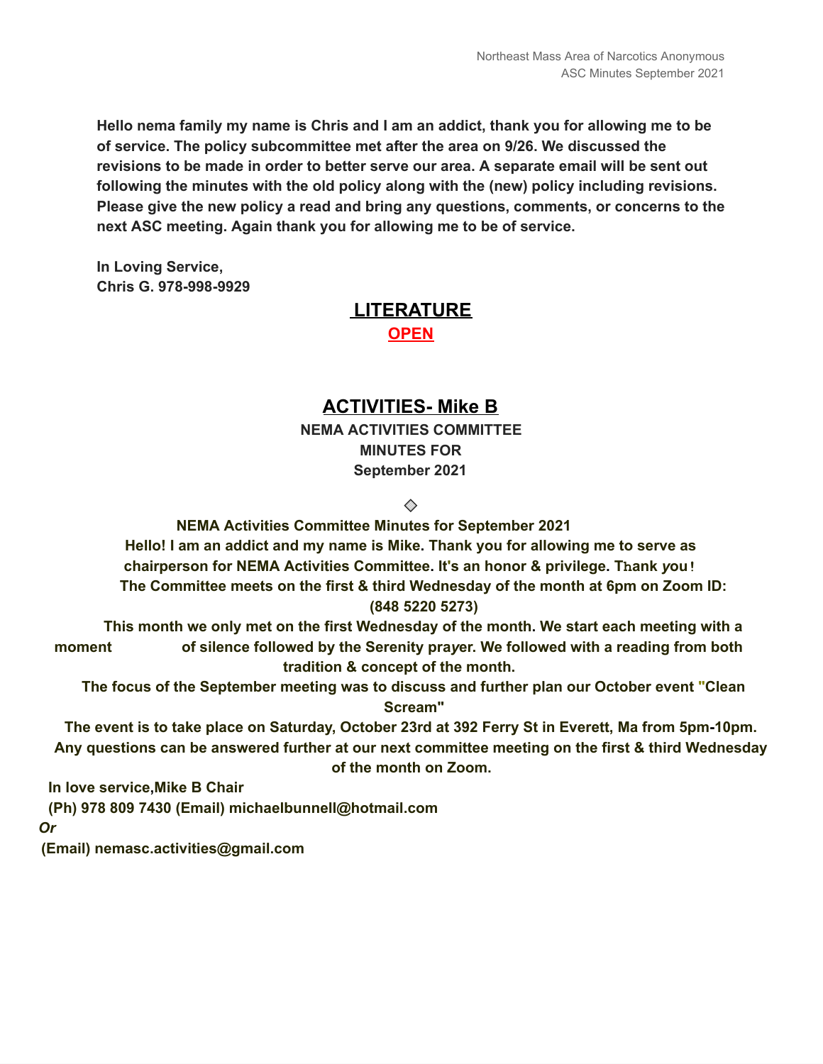**Hello nema family my name is Chris and I am an addict, thank you for allowing me to be of service. The policy subcommittee met after the area on 9/26. We discussed the revisions to be made in order to better serve our area. A separate email will be sent out following the minutes with the old policy along with the (new) policy including revisions. Please give the new policy a read and bring any questions, comments, or concerns to the next ASC meeting. Again thank you for allowing me to be of service.**

**In Loving Service,**
**Chris G. 978-998-9929**

## LITERATURE

**OPEN**

## ACTIVITIES- Mike B

**NEMA ACTIVITIES COMMITTEE**
**MINUTES FOR**
**September 2021**

◇

**NEMA Activities Committee Minutes for September 2021**

**Hello! I am an addict and my name is Mike. Thank you for allowing me to serve as chairperson for NEMA Activities Committee. It's an honor & privilege. Thank you!**

**The Committee meets on the first & third Wednesday of the month at 6pm on Zoom ID: (848 5220 5273)**

**This month we only met on the first Wednesday of the month. We start each meeting with a moment of silence followed by the Serenity prayer. We followed with a reading from both tradition & concept of the month.**

**The focus of the September meeting was to discuss and further plan our October event "Clean Scream"**

**The event is to take place on Saturday, October 23rd at 392 Ferry St in Everett, Ma from 5pm-10pm. Any questions can be answered further at our next committee meeting on the first & third Wednesday of the month on Zoom.**

**In love service,Mike B Chair**
**(Ph) 978 809 7430 (Email) michaelbunnell@hotmail.com**
***Or***
**(Email) nemasc.activities@gmail.com**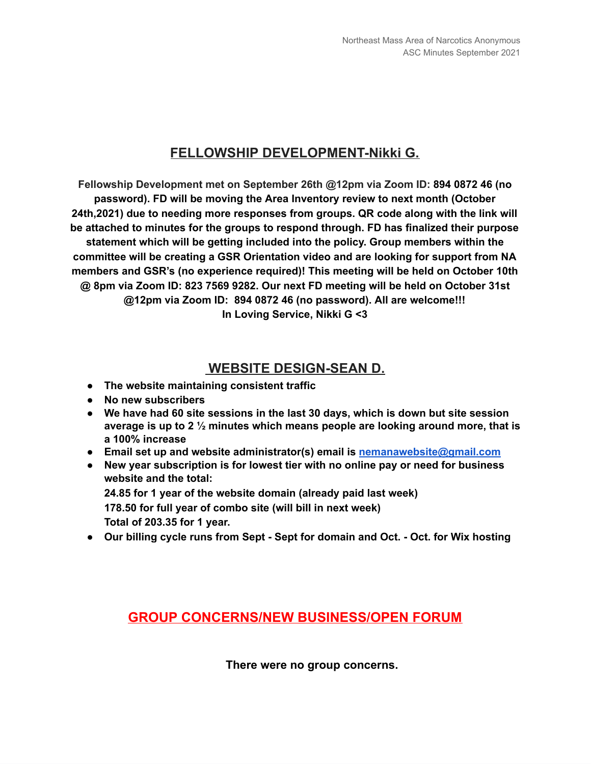## FELLOWSHIP DEVELOPMENT-Nikki G.

**Fellowship Development met on September 26th @12pm via Zoom ID: 894 0872 46 (no password). FD will be moving the Area Inventory review to next month (October 24th,2021) due to needing more responses from groups. QR code along with the link will be attached to minutes for the groups to respond through. FD has finalized their purpose statement which will be getting included into the policy. Group members within the committee will be creating a GSR Orientation video and are looking for support from NA members and GSR's (no experience required)! This meeting will be held on October 10th @ 8pm via Zoom ID: 823 7569 9282. Our next FD meeting will be held on October 31st @12pm via Zoom ID: 894 0872 46 (no password). All are welcome!!!**
**In Loving Service, Nikki G <3**

## WEBSITE DESIGN-SEAN D.

- **The website maintaining consistent traffic**
- **No new subscribers**
- **We have had 60 site sessions in the last 30 days, which is down but site session average is up to 2 ½ minutes which means people are looking around more, that is a 100% increase**
- **Email set up and website administrator(s) email is nemanawebsite@gmail.com**
- **New year subscription is for lowest tier with no online pay or need for business website and the total:**
  **24.85 for 1 year of the website domain (already paid last week)**
  **178.50 for full year of combo site (will bill in next week)**
  **Total of 203.35 for 1 year.**
- **Our billing cycle runs from Sept - Sept for domain and Oct. - Oct. for Wix hosting**

## GROUP CONCERNS/NEW BUSINESS/OPEN FORUM

**There were no group concerns.**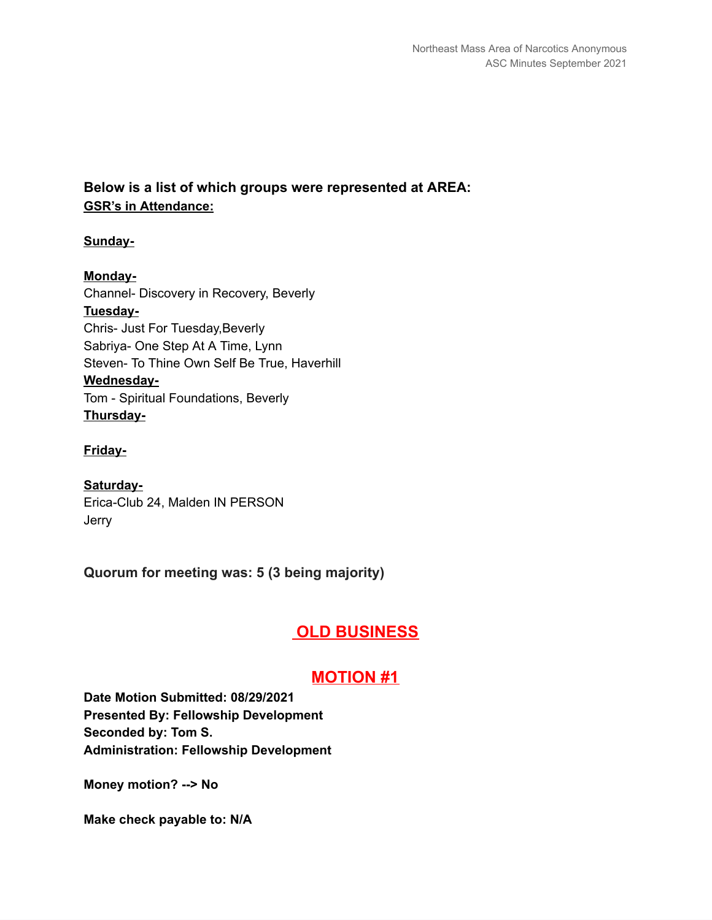**Below is a list of which groups were represented at AREA:**
**GSR's in Attendance:**

**Sunday-**

**Monday-**
Channel- Discovery in Recovery, Beverly
**Tuesday-**
Chris- Just For Tuesday,Beverly
Sabriya- One Step At A Time, Lynn
Steven- To Thine Own Self Be True, Haverhill
**Wednesday-**
Tom - Spiritual Foundations, Beverly
**Thursday-**

**Friday-**

**Saturday-**
Erica-Club 24, Malden IN PERSON
Jerry

**Quorum for meeting was: 5 (3 being majority)**

## OLD BUSINESS

## MOTION #1

**Date Motion Submitted: 08/29/2021**
**Presented By: Fellowship Development**
**Seconded by: Tom S.**
**Administration: Fellowship Development**

**Money motion? --> No**

**Make check payable to: N/A**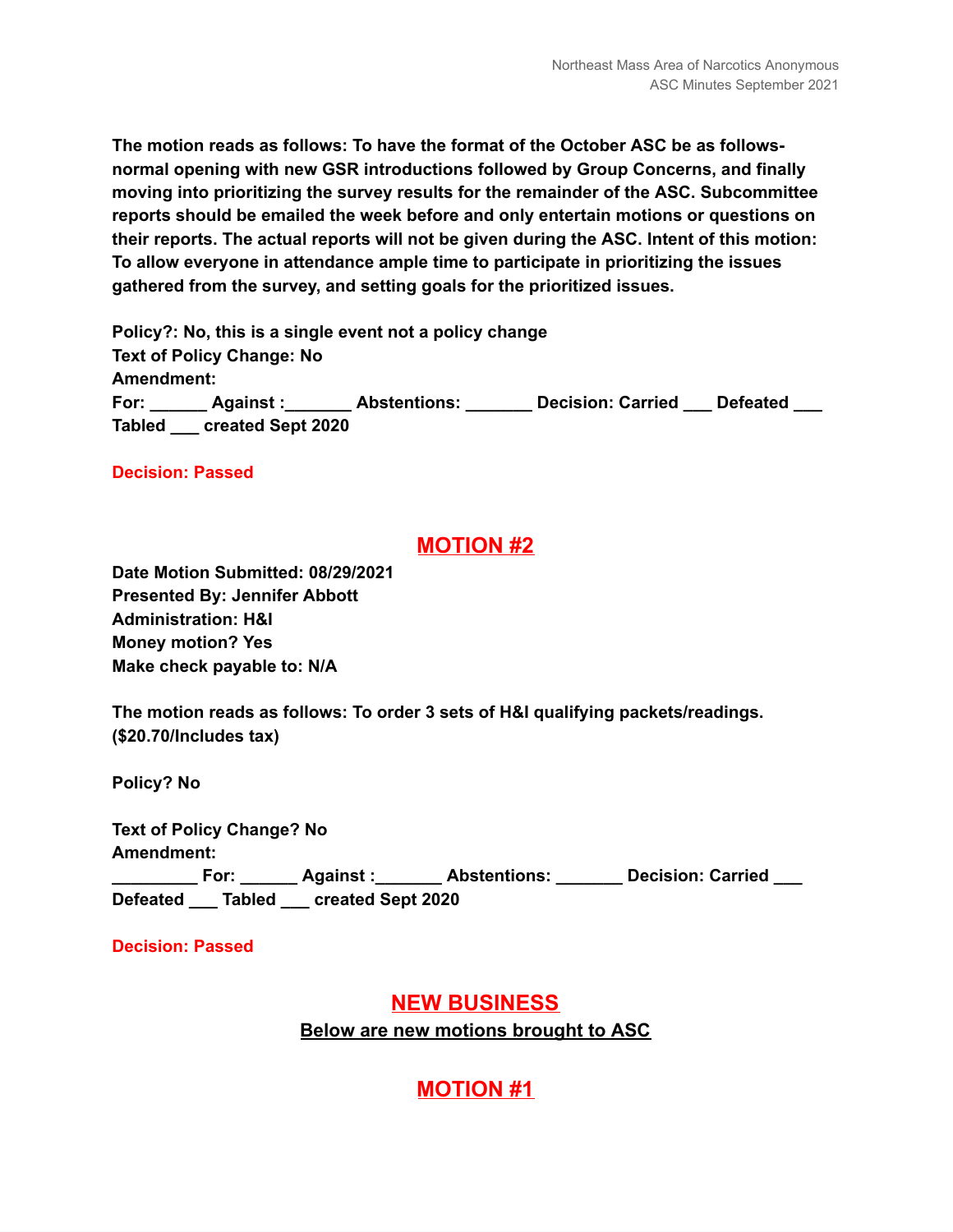**The motion reads as follows: To have the format of the October ASC be as follows- normal opening with new GSR introductions followed by Group Concerns, and finally moving into prioritizing the survey results for the remainder of the ASC. Subcommittee reports should be emailed the week before and only entertain motions or questions on their reports. The actual reports will not be given during the ASC. Intent of this motion: To allow everyone in attendance ample time to participate in prioritizing the issues gathered from the survey, and setting goals for the prioritized issues.**

**Policy?: No, this is a single event not a policy change**
**Text of Policy Change: No**
**Amendment:**
**For: ______ Against :_______ Abstentions: _______ Decision: Carried ___ Defeated ___ Tabled ___ created Sept 2020**

**Decision: Passed**

## MOTION #2

**Date Motion Submitted: 08/29/2021**
**Presented By: Jennifer Abbott**
**Administration: H&I**
**Money motion? Yes**
**Make check payable to: N/A**

**The motion reads as follows: To order 3 sets of H&I qualifying packets/readings. ($20.70/Includes tax)**

**Policy? No**

**Text of Policy Change? No**
**Amendment:**
**_________ For: ______ Against :_______ Abstentions: _______ Decision: Carried ___ Defeated ___ Tabled ___ created Sept 2020**

**Decision: Passed**

## NEW BUSINESS

**Below are new motions brought to ASC**

## MOTION #1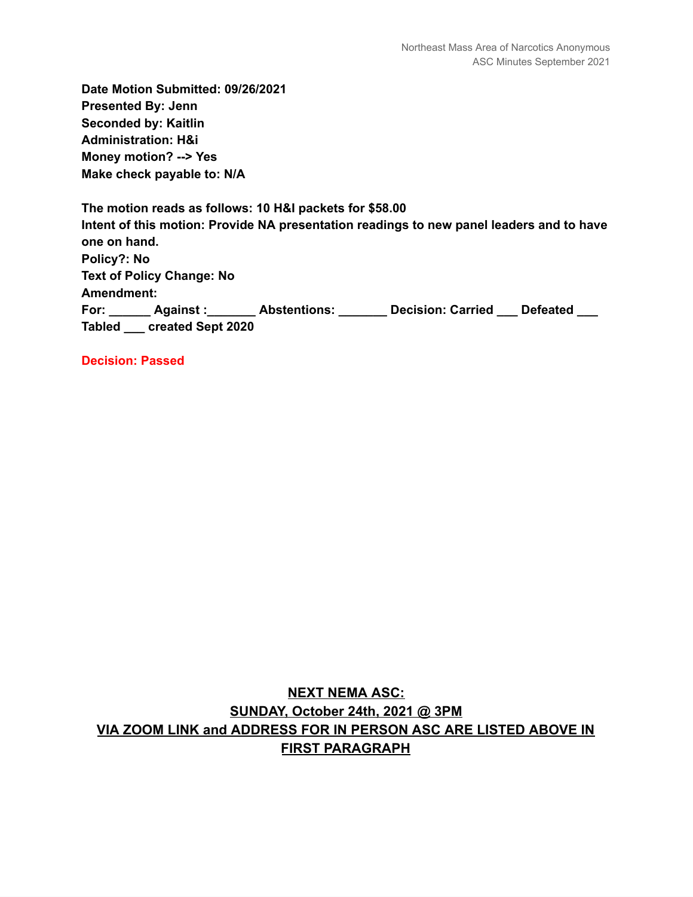**Date Motion Submitted: 09/26/2021**
**Presented By: Jenn**
**Seconded by: Kaitlin**
**Administration: H&i**
**Money motion? --> Yes**
**Make check payable to: N/A**

**The motion reads as follows: 10 H&I packets for $58.00**
**Intent of this motion: Provide NA presentation readings to new panel leaders and to have one on hand.**
**Policy?: No**
**Text of Policy Change: No**
**Amendment:**
**For: ______ Against :_______ Abstentions: _______ Decision: Carried ___ Defeated ___ Tabled ___ created Sept 2020**

**Decision: Passed**

**NEXT NEMA ASC:**
**SUNDAY, October 24th, 2021 @ 3PM**
**VIA ZOOM LINK and ADDRESS FOR IN PERSON ASC ARE LISTED ABOVE IN FIRST PARAGRAPH**